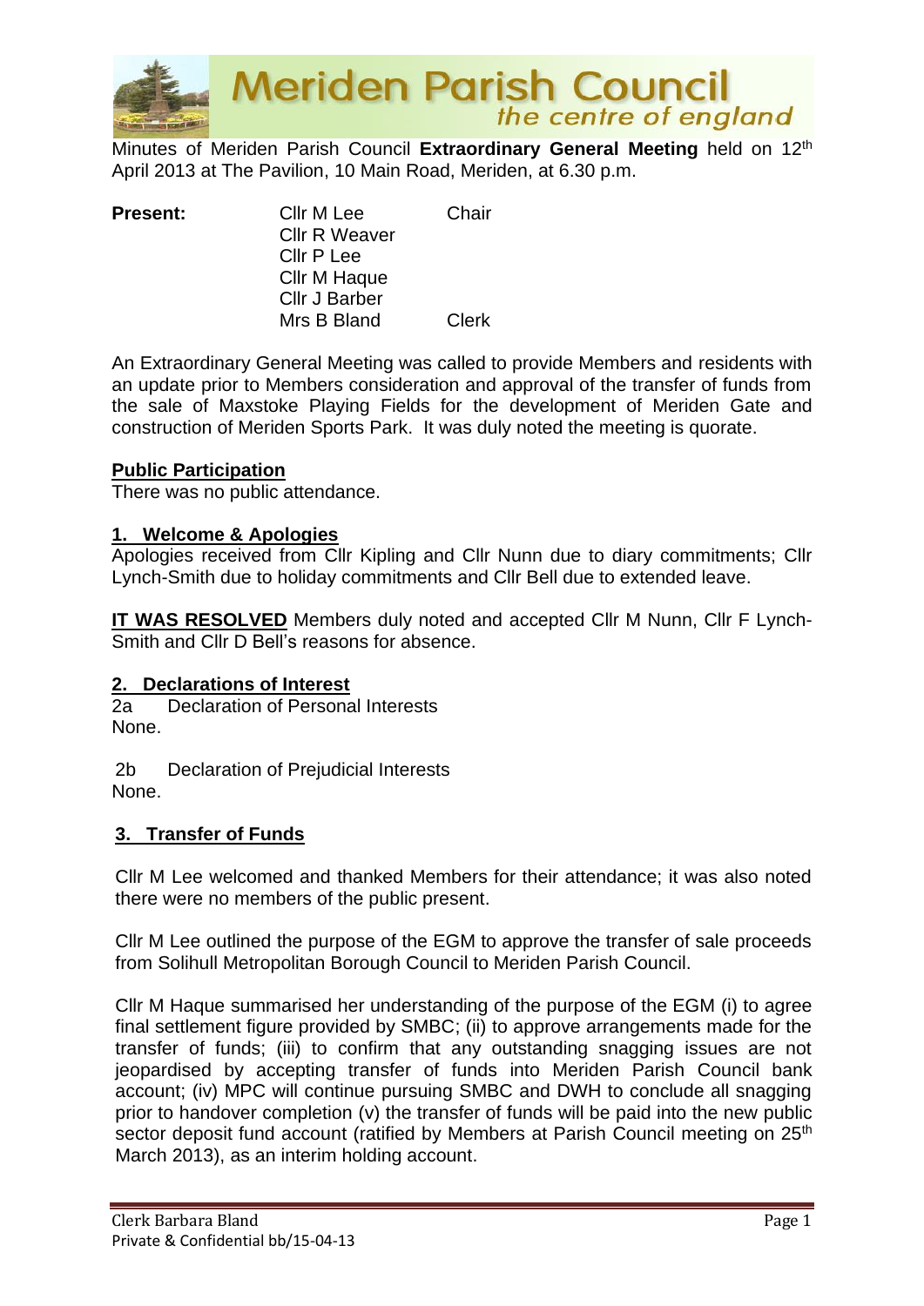# Meriden Parish Council
*the centre of england*

Minutes of Meriden Parish Council **Extraordinary General Meeting** held on 12th April 2013 at The Pavilion, 10 Main Road, Meriden, at 6.30 p.m.

| **Present:** | Cllr M Lee | Chair |
|---|---|---|
| | Cllr R Weaver | |
| | Cllr P Lee | |
| | Cllr M Haque | |
| | Cllr J Barber | |
| | Mrs B Bland | Clerk |

An Extraordinary General Meeting was called to provide Members and residents with an update prior to Members consideration and approval of the transfer of funds from the sale of Maxstoke Playing Fields for the development of Meriden Gate and construction of Meriden Sports Park. It was duly noted the meeting is quorate.

**Public Participation**

There was no public attendance.

**1. Welcome & Apologies**

Apologies received from Cllr Kipling and Cllr Nunn due to diary commitments; Cllr Lynch-Smith due to holiday commitments and Cllr Bell due to extended leave.

**IT WAS RESOLVED** Members duly noted and accepted Cllr M Nunn, Cllr F Lynch-Smith and Cllr D Bell's reasons for absence.

**2. Declarations of Interest**

2a Declaration of Personal Interests

None.

2b Declaration of Prejudicial Interests

None.

**3. Transfer of Funds**

Cllr M Lee welcomed and thanked Members for their attendance; it was also noted there were no members of the public present.

Cllr M Lee outlined the purpose of the EGM to approve the transfer of sale proceeds from Solihull Metropolitan Borough Council to Meriden Parish Council.

Cllr M Haque summarised her understanding of the purpose of the EGM (i) to agree final settlement figure provided by SMBC; (ii) to approve arrangements made for the transfer of funds; (iii) to confirm that any outstanding snagging issues are not jeopardised by accepting transfer of funds into Meriden Parish Council bank account; (iv) MPC will continue pursuing SMBC and DWH to conclude all snagging prior to handover completion (v) the transfer of funds will be paid into the new public sector deposit fund account (ratified by Members at Parish Council meeting on 25th March 2013), as an interim holding account.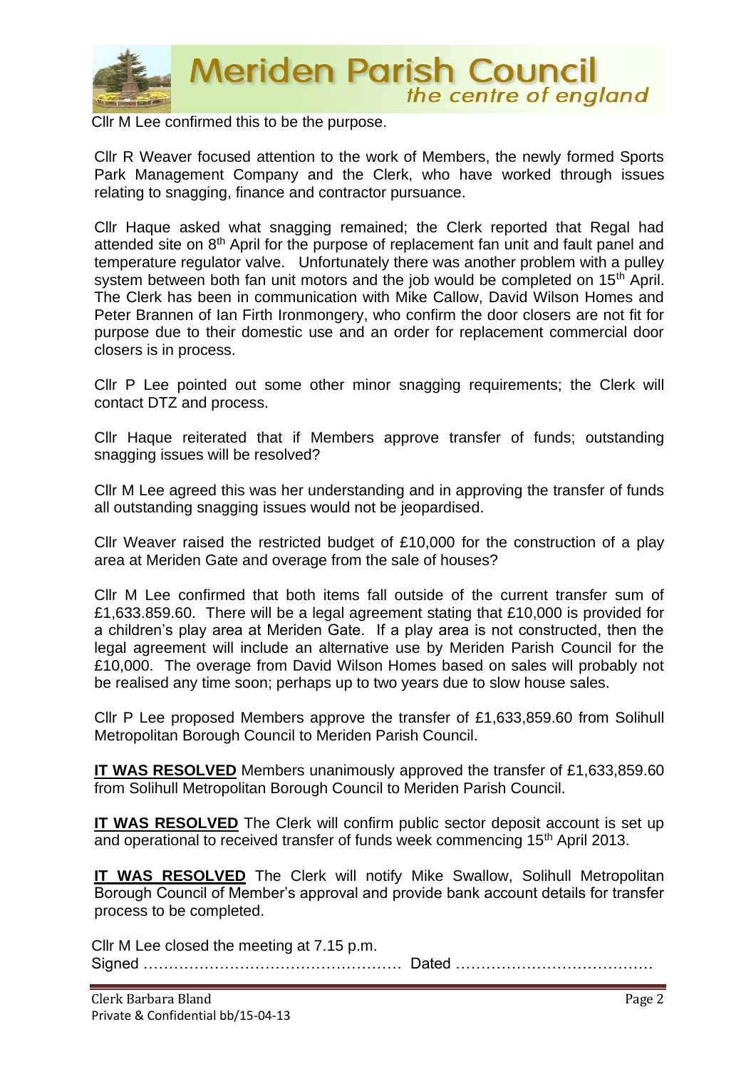Cllr M Lee confirmed this to be the purpose.

Cllr R Weaver focused attention to the work of Members, the newly formed Sports Park Management Company and the Clerk, who have worked through issues relating to snagging, finance and contractor pursuance.

Cllr Haque asked what snagging remained; the Clerk reported that Regal had attended site on 8th April for the purpose of replacement fan unit and fault panel and temperature regulator valve. Unfortunately there was another problem with a pulley system between both fan unit motors and the job would be completed on 15th April. The Clerk has been in communication with Mike Callow, David Wilson Homes and Peter Brannen of Ian Firth Ironmongery, who confirm the door closers are not fit for purpose due to their domestic use and an order for replacement commercial door closers is in process.

Cllr P Lee pointed out some other minor snagging requirements; the Clerk will contact DTZ and process.

Cllr Haque reiterated that if Members approve transfer of funds; outstanding snagging issues will be resolved?

Cllr M Lee agreed this was her understanding and in approving the transfer of funds all outstanding snagging issues would not be jeopardised.

Cllr Weaver raised the restricted budget of £10,000 for the construction of a play area at Meriden Gate and overage from the sale of houses?

Cllr M Lee confirmed that both items fall outside of the current transfer sum of £1,633.859.60. There will be a legal agreement stating that £10,000 is provided for a children's play area at Meriden Gate. If a play area is not constructed, then the legal agreement will include an alternative use by Meriden Parish Council for the £10,000. The overage from David Wilson Homes based on sales will probably not be realised any time soon; perhaps up to two years due to slow house sales.

Cllr P Lee proposed Members approve the transfer of £1,633,859.60 from Solihull Metropolitan Borough Council to Meriden Parish Council.

**IT WAS RESOLVED** Members unanimously approved the transfer of £1,633,859.60 from Solihull Metropolitan Borough Council to Meriden Parish Council.

**IT WAS RESOLVED** The Clerk will confirm public sector deposit account is set up and operational to received transfer of funds week commencing 15th April 2013.

**IT WAS RESOLVED** The Clerk will notify Mike Swallow, Solihull Metropolitan Borough Council of Member's approval and provide bank account details for transfer process to be completed.

Cllr M Lee closed the meeting at 7.15 p.m.

Signed ……………………………………………. Dated …………………………………

Clerk Barbara Bland

Private & Confidential bb/15-04-13